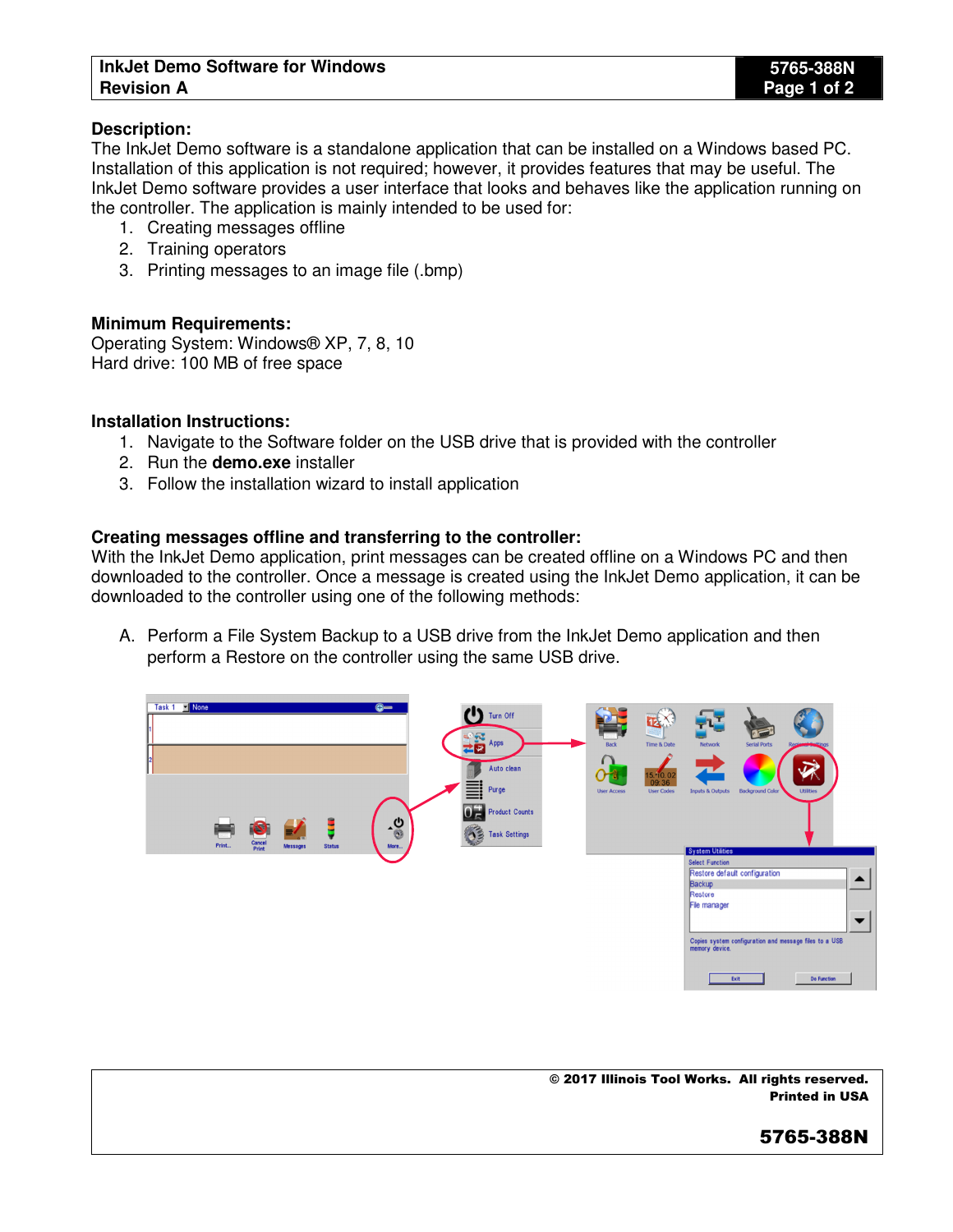# InkJet Demo Software for Windows
**Revision A**

**5765-388N**

## Description:

The InkJet Demo software is a standalone application that can be installed on a Windows based PC. Installation of this application is not required; however, it provides features that may be useful. The InkJet Demo software provides a user interface that looks and behaves like the application running on the controller. The application is mainly intended to be used for:

1. Creating messages offline
2. Training operators
3. Printing messages to an image file (.bmp)

## Minimum Requirements:

Operating System: Windows® XP, 7, 8, 10
Hard drive: 100 MB of free space

## Installation Instructions:

1. Navigate to the Software folder on the USB drive that is provided with the controller
2. Run the **demo.exe** installer
3. Follow the installation wizard to install application

## Creating messages offline and transferring to the controller:

With the InkJet Demo application, print messages can be created offline on a Windows PC and then downloaded to the controller. Once a message is created using the InkJet Demo application, it can be downloaded to the controller using one of the following methods:

A. Perform a File System Backup to a USB drive from the InkJet Demo application and then perform a Restore on the controller using the same USB drive.

© 2017 Illinois Tool Works. All rights reserved.
Printed in USA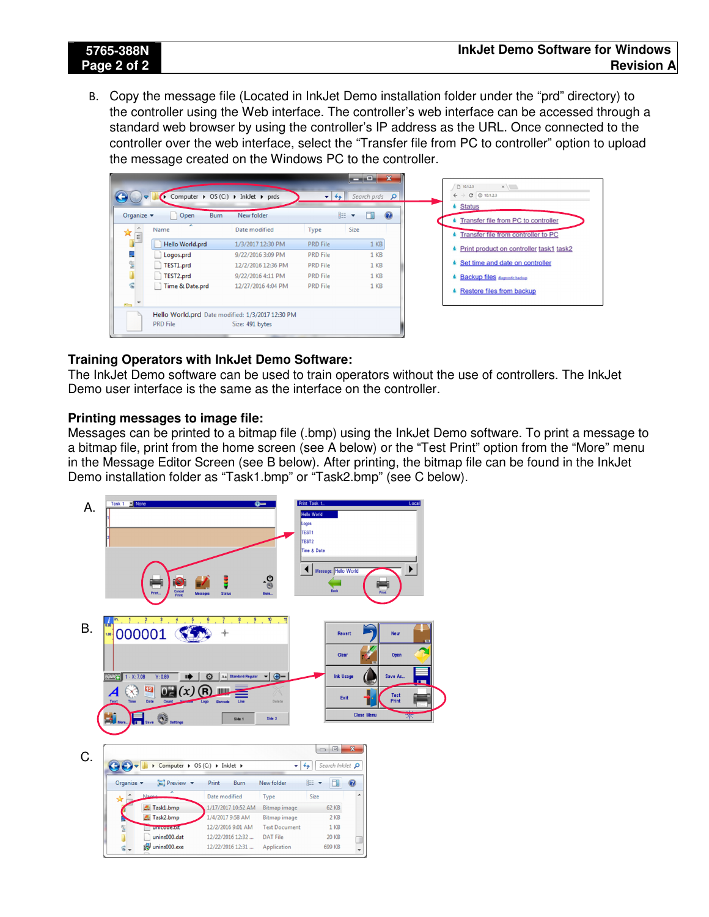B. Copy the message file (Located in InkJet Demo installation folder under the “prd” directory) to the controller using the Web interface. The controller’s web interface can be accessed through a standard web browser by using the controller’s IP address as the URL. Once connected to the controller over the web interface, select the “Transfer file from PC to controller” option to upload the message created on the Windows PC to the controller.

**Training Operators with InkJet Demo Software:**
The InkJet Demo software can be used to train operators without the use of controllers. The InkJet Demo user interface is the same as the interface on the controller.

**Printing messages to image file:**
Messages can be printed to a bitmap file (.bmp) using the InkJet Demo software. To print a message to a bitmap file, print from the home screen (see A below) or the “Test Print” option from the “More” menu in the Message Editor Screen (see B below). After printing, the bitmap file can be found in the InkJet Demo installation folder as “Task1.bmp” or “Task2.bmp” (see C below).

A.

B.

C.